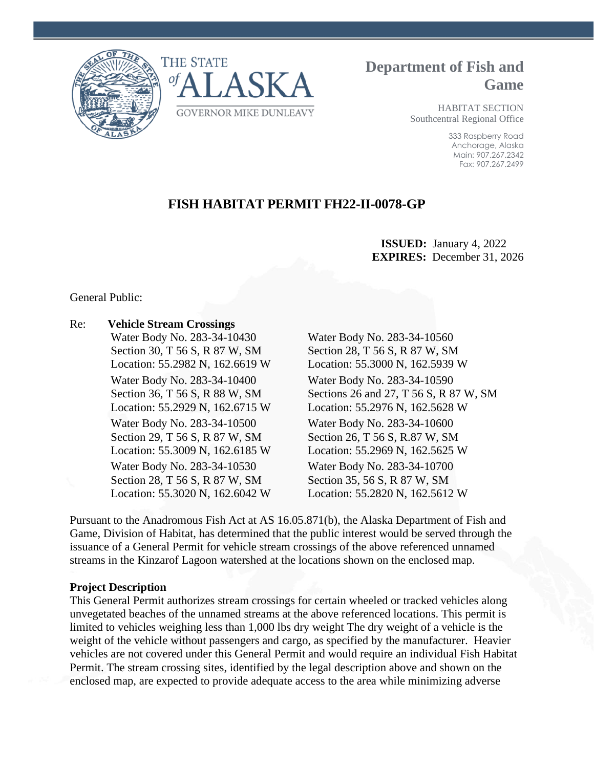THE STATE of ALASKA

GOVERNOR MIKE DUNLEAVY

# Department of Fish and Game

HABITAT SECTION
Southcentral Regional Office

333 Raspberry Road
Anchorage, Alaska
Main: 907.267.2342
Fax: 907.267.2499

## FISH HABITAT PERMIT FH22-II-0078-GP

**ISSUED:** January 4, 2022
**EXPIRES:** December 31, 2026

General Public:

Re: **Vehicle Stream Crossings**

Water Body No. 283-34-10430
Section 30, T 56 S, R 87 W, SM
Location: 55.2982 N, 162.6619 W

Water Body No. 283-34-10400
Section 36, T 56 S, R 88 W, SM
Location: 55.2929 N, 162.6715 W

Water Body No. 283-34-10500
Section 29, T 56 S, R 87 W, SM
Location: 55.3009 N, 162.6185 W

Water Body No. 283-34-10530
Section 28, T 56 S, R 87 W, SM
Location: 55.3020 N, 162.6042 W

Water Body No. 283-34-10560
Section 28, T 56 S, R 87 W, SM
Location: 55.3000 N, 162.5939 W

Water Body No. 283-34-10590
Sections 26 and 27, T 56 S, R 87 W, SM
Location: 55.2976 N, 162.5628 W

Water Body No. 283-34-10600
Section 26, T 56 S, R.87 W, SM
Location: 55.2969 N, 162.5625 W

Water Body No. 283-34-10700
Section 35, 56 S, R 87 W, SM
Location: 55.2820 N, 162.5612 W

Pursuant to the Anadromous Fish Act at AS 16.05.871(b), the Alaska Department of Fish and Game, Division of Habitat, has determined that the public interest would be served through the issuance of a General Permit for vehicle stream crossings of the above referenced unnamed streams in the Kinzarof Lagoon watershed at the locations shown on the enclosed map.

**Project Description**

This General Permit authorizes stream crossings for certain wheeled or tracked vehicles along unvegetated beaches of the unnamed streams at the above referenced locations. This permit is limited to vehicles weighing less than 1,000 lbs dry weight The dry weight of a vehicle is the weight of the vehicle without passengers and cargo, as specified by the manufacturer. Heavier vehicles are not covered under this General Permit and would require an individual Fish Habitat Permit. The stream crossing sites, identified by the legal description above and shown on the enclosed map, are expected to provide adequate access to the area while minimizing adverse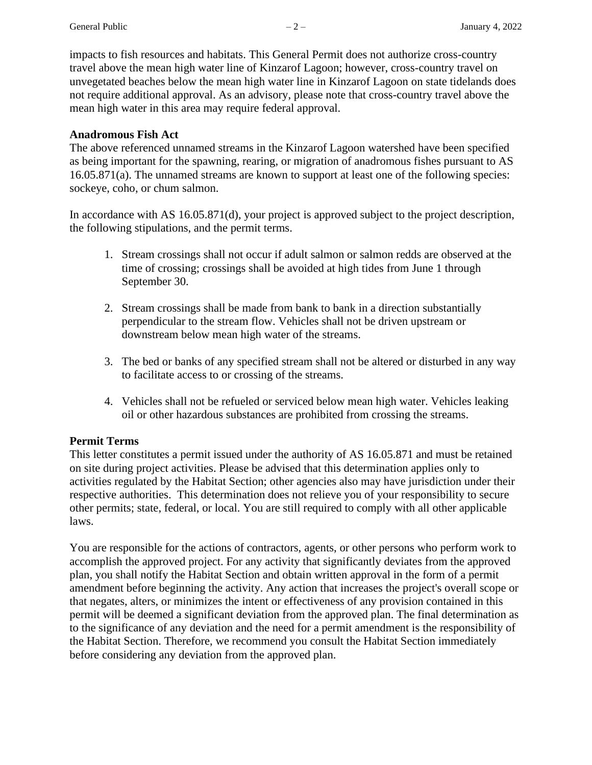impacts to fish resources and habitats. This General Permit does not authorize cross-country travel above the mean high water line of Kinzarof Lagoon; however, cross-country travel on unvegetated beaches below the mean high water line in Kinzarof Lagoon on state tidelands does not require additional approval. As an advisory, please note that cross-country travel above the mean high water in this area may require federal approval.

**Anadromous Fish Act**

The above referenced unnamed streams in the Kinzarof Lagoon watershed have been specified as being important for the spawning, rearing, or migration of anadromous fishes pursuant to AS 16.05.871(a). The unnamed streams are known to support at least one of the following species: sockeye, coho, or chum salmon.

In accordance with AS 16.05.871(d), your project is approved subject to the project description, the following stipulations, and the permit terms.

1. Stream crossings shall not occur if adult salmon or salmon redds are observed at the time of crossing; crossings shall be avoided at high tides from June 1 through September 30.

2. Stream crossings shall be made from bank to bank in a direction substantially perpendicular to the stream flow. Vehicles shall not be driven upstream or downstream below mean high water of the streams.

3. The bed or banks of any specified stream shall not be altered or disturbed in any way to facilitate access to or crossing of the streams.

4. Vehicles shall not be refueled or serviced below mean high water. Vehicles leaking oil or other hazardous substances are prohibited from crossing the streams.

**Permit Terms**

This letter constitutes a permit issued under the authority of AS 16.05.871 and must be retained on site during project activities. Please be advised that this determination applies only to activities regulated by the Habitat Section; other agencies also may have jurisdiction under their respective authorities. This determination does not relieve you of your responsibility to secure other permits; state, federal, or local. You are still required to comply with all other applicable laws.

You are responsible for the actions of contractors, agents, or other persons who perform work to accomplish the approved project. For any activity that significantly deviates from the approved plan, you shall notify the Habitat Section and obtain written approval in the form of a permit amendment before beginning the activity. Any action that increases the project's overall scope or that negates, alters, or minimizes the intent or effectiveness of any provision contained in this permit will be deemed a significant deviation from the approved plan. The final determination as to the significance of any deviation and the need for a permit amendment is the responsibility of the Habitat Section. Therefore, we recommend you consult the Habitat Section immediately before considering any deviation from the approved plan.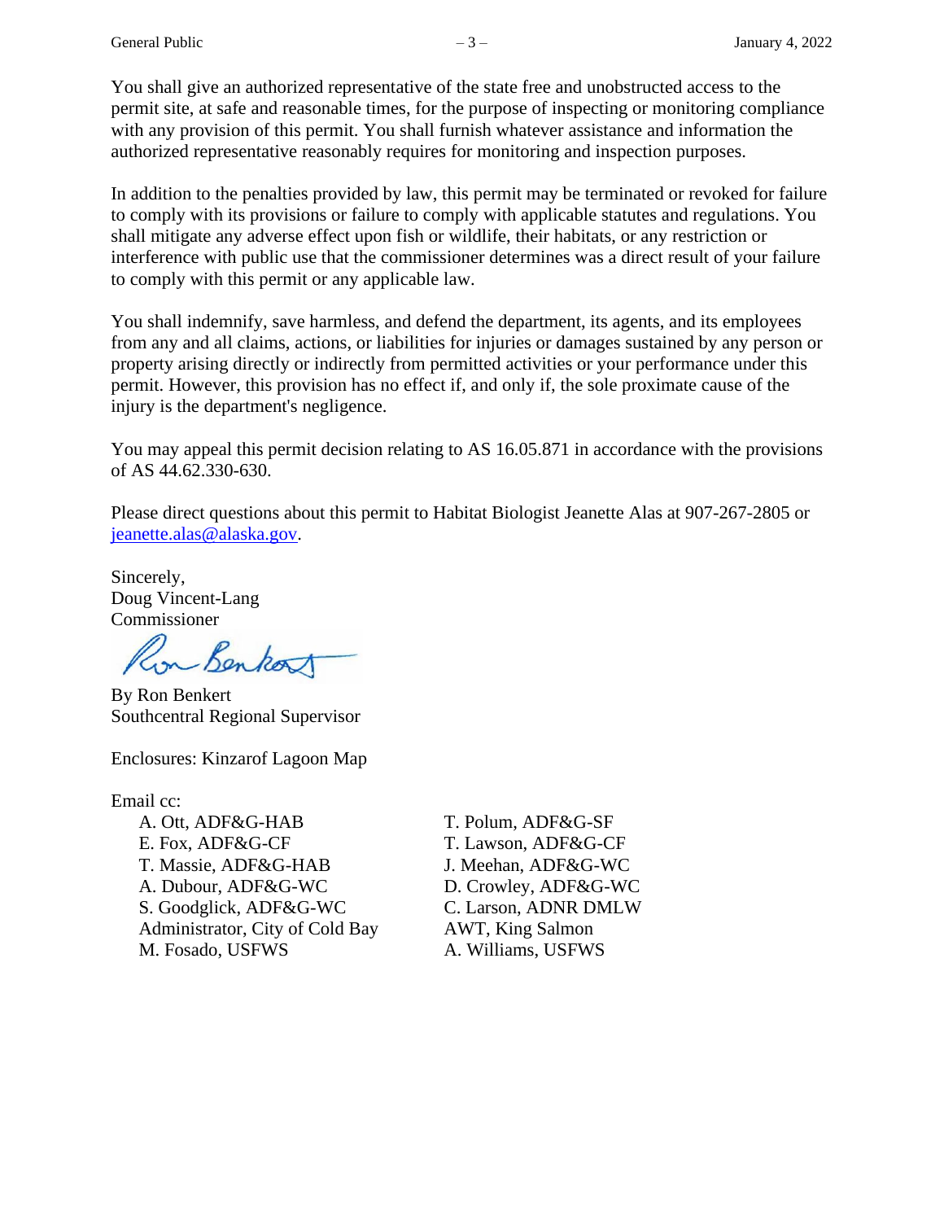You shall give an authorized representative of the state free and unobstructed access to the permit site, at safe and reasonable times, for the purpose of inspecting or monitoring compliance with any provision of this permit. You shall furnish whatever assistance and information the authorized representative reasonably requires for monitoring and inspection purposes.

In addition to the penalties provided by law, this permit may be terminated or revoked for failure to comply with its provisions or failure to comply with applicable statutes and regulations. You shall mitigate any adverse effect upon fish or wildlife, their habitats, or any restriction or interference with public use that the commissioner determines was a direct result of your failure to comply with this permit or any applicable law.

You shall indemnify, save harmless, and defend the department, its agents, and its employees from any and all claims, actions, or liabilities for injuries or damages sustained by any person or property arising directly or indirectly from permitted activities or your performance under this permit. However, this provision has no effect if, and only if, the sole proximate cause of the injury is the department's negligence.

You may appeal this permit decision relating to AS 16.05.871 in accordance with the provisions of AS 44.62.330-630.

Please direct questions about this permit to Habitat Biologist Jeanette Alas at 907-267-2805 or jeanette.alas@alaska.gov.

Sincerely,
Doug Vincent-Lang
Commissioner

By Ron Benkert
Southcentral Regional Supervisor

Enclosures: Kinzarof Lagoon Map

Email cc:

A. Ott, ADF&G-HAB
E. Fox, ADF&G-CF
T. Massie, ADF&G-HAB
A. Dubour, ADF&G-WC
S. Goodglick, ADF&G-WC
Administrator, City of Cold Bay
M. Fosado, USFWS
T. Polum, ADF&G-SF
T. Lawson, ADF&G-CF
J. Meehan, ADF&G-WC
D. Crowley, ADF&G-WC
C. Larson, ADNR DMLW
AWT, King Salmon
A. Williams, USFWS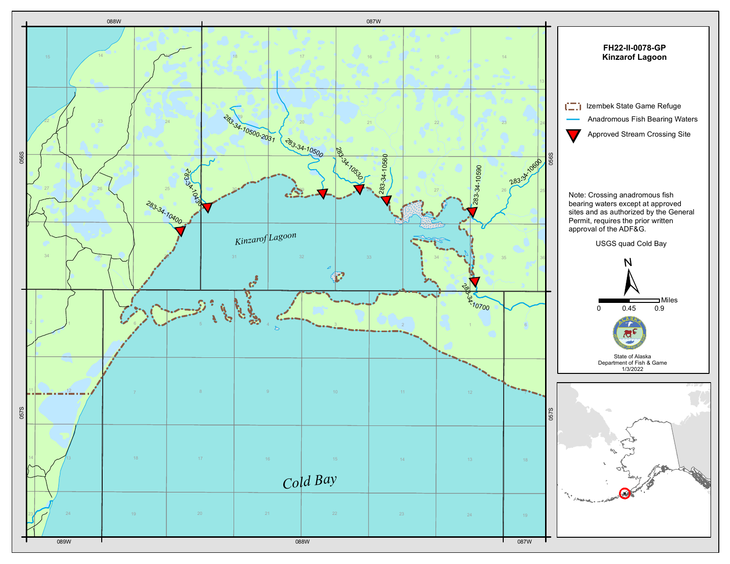**FH22-II-0078-GP**
**Kinzarof Lagoon**

Izembek State Game Refuge

Anadromous Fish Bearing Waters

Approved Stream Crossing Site

Note: Crossing anadromous fish bearing waters except at approved sites and as authorized by the General Permit, requires the prior written approval of the ADF&G.

USGS quad Cold Bay

N

Miles

0 0.45 0.9

State of Alaska
Department of Fish & Game
1/3/2022

088W

087W

089W

088W

087W

056S

056S

057S

057S

283-34-10500-2031

283-34-10500

283-34-10530

283-34-10560

283-34-10590

283-34-10600

283-34-10430

283-34-10400

283-34-10700

*Kinzarof Lagoon*

*Cold Bay*